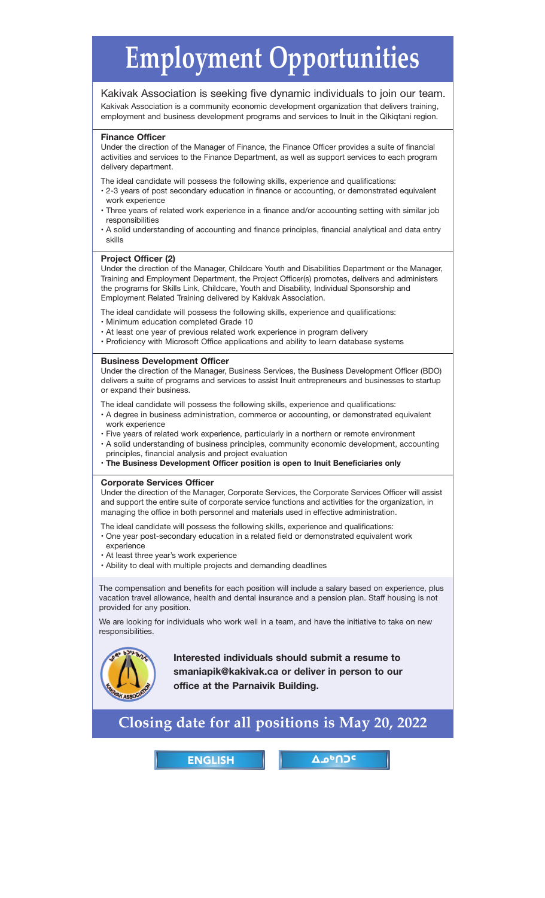# Employment Opportunities

Kakivak Association is seeking five dynamic individuals to join our team.

Kakivak Association is a community economic development organization that delivers training, employment and business development programs and services to Inuit in the Qikiqtani region.

### Finance Officer

Under the direction of the Manager of Finance, the Finance Officer provides a suite of financial activities and services to the Finance Department, as well as support services to each program delivery department.

The ideal candidate will possess the following skills, experience and qualifications:

- 2-3 years of post secondary education in finance or accounting, or demonstrated equivalent work experience
- Three years of related work experience in a finance and/or accounting setting with similar job responsibilities
- A solid understanding of accounting and finance principles, financial analytical and data entry skills

### Project Officer (2)

Under the direction of the Manager, Childcare Youth and Disabilities Department or the Manager, Training and Employment Department, the Project Officer(s) promotes, delivers and administers the programs for Skills Link, Childcare, Youth and Disability, Individual Sponsorship and Employment Related Training delivered by Kakivak Association.

The ideal candidate will possess the following skills, experience and qualifications:

- Minimum education completed Grade 10
- At least one year of previous related work experience in program delivery
- Proficiency with Microsoft Office applications and ability to learn database systems

### Business Development Officer

Under the direction of the Manager, Business Services, the Business Development Officer (BDO) delivers a suite of programs and services to assist Inuit entrepreneurs and businesses to startup or expand their business.

The ideal candidate will possess the following skills, experience and qualifications:

- A degree in business administration, commerce or accounting, or demonstrated equivalent work experience
- Five years of related work experience, particularly in a northern or remote environment
- A solid understanding of business principles, community economic development, accounting principles, financial analysis and project evaluation
- **The Business Development Officer position is open to Inuit Beneficiaries only**

### Corporate Services Officer

Under the direction of the Manager, Corporate Services, the Corporate Services Officer will assist and support the entire suite of corporate service functions and activities for the organization, in managing the office in both personnel and materials used in effective administration.

The ideal candidate will possess the following skills, experience and qualifications:

- One year post-secondary education in a related field or demonstrated equivalent work experience
- At least three year's work experience
- Ability to deal with multiple projects and demanding deadlines

The compensation and benefits for each position will include a salary based on experience, plus vacation travel allowance, health and dental insurance and a pension plan. Staff housing is not provided for any position.

We are looking for individuals who work well in a team, and have the initiative to take on new responsibilities.

**Interested individuals should submit a resume to smaniapik@kakivak.ca or deliver in person to our office at the Parnaivik Building.**

## Closing date for all positions is May 20, 2022

ENGLISH ᐃᓄᒃᑎᑐᑦ